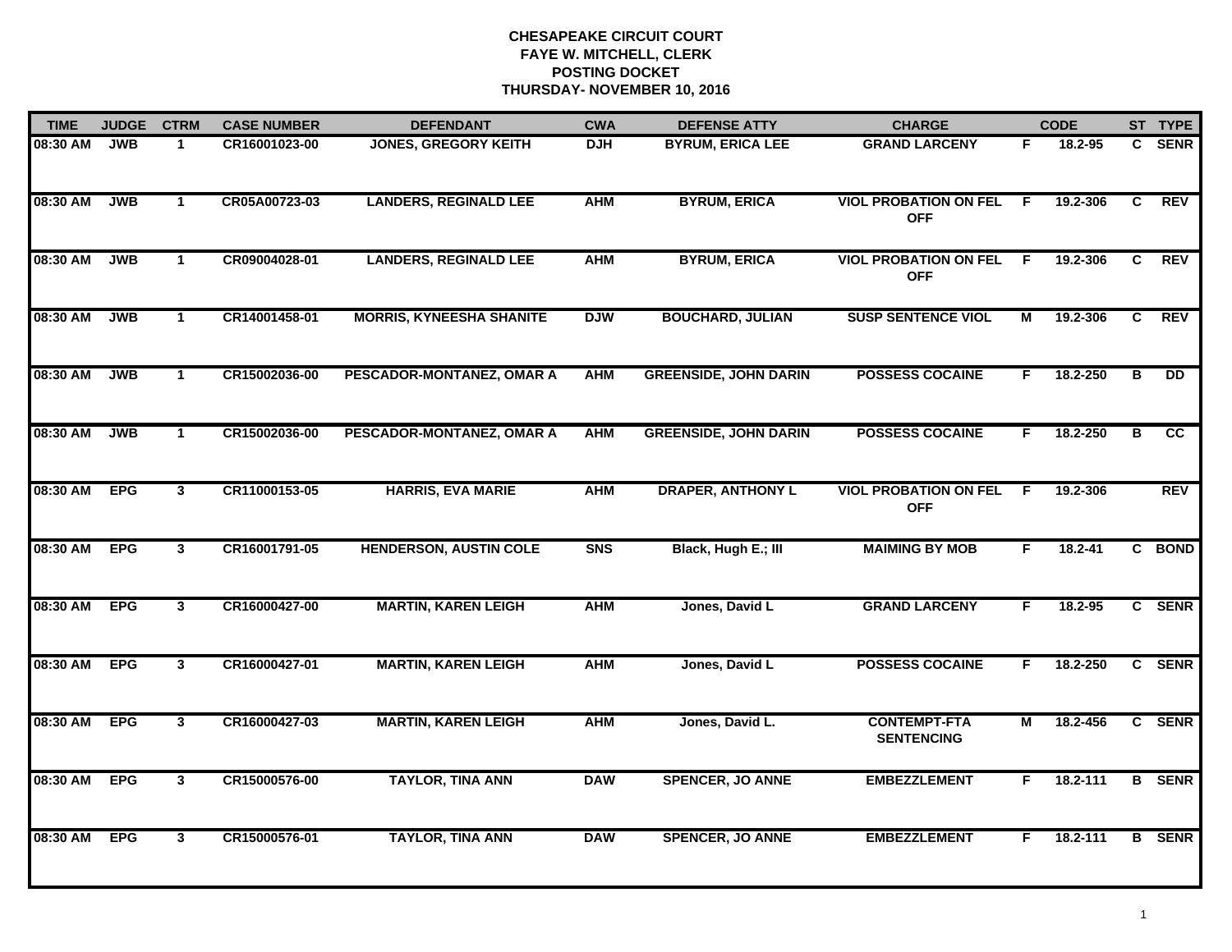**CHESAPEAKE CIRCUIT COURT**
**FAYE W. MITCHELL, CLERK**
**POSTING DOCKET**
**THURSDAY- NOVEMBER 10, 2016**

| TIME | JUDGE | CTRM | CASE NUMBER | DEFENDANT | CWA | DEFENSE ATTY | CHARGE | | CODE | ST | TYPE |
|---|---|---|---|---|---|---|---|---|---|---|---|
| 08:30 AM | JWB | 1 | CR16001023-00 | JONES, GREGORY KEITH | DJH | BYRUM, ERICA LEE | GRAND LARCENY | F | 18.2-95 | C | SENR |
| 08:30 AM | JWB | 1 | CR05A00723-03 | LANDERS, REGINALD LEE | AHM | BYRUM, ERICA | VIOL PROBATION ON FEL OFF | F | 19.2-306 | C | REV |
| 08:30 AM | JWB | 1 | CR09004028-01 | LANDERS, REGINALD LEE | AHM | BYRUM, ERICA | VIOL PROBATION ON FEL OFF | F | 19.2-306 | C | REV |
| 08:30 AM | JWB | 1 | CR14001458-01 | MORRIS, KYNEESHA SHANITE | DJW | BOUCHARD, JULIAN | SUSP SENTENCE VIOL | M | 19.2-306 | C | REV |
| 08:30 AM | JWB | 1 | CR15002036-00 | PESCADOR-MONTANEZ, OMAR A | AHM | GREENSIDE, JOHN DARIN | POSSESS COCAINE | F | 18.2-250 | B | DD |
| 08:30 AM | JWB | 1 | CR15002036-00 | PESCADOR-MONTANEZ, OMAR A | AHM | GREENSIDE, JOHN DARIN | POSSESS COCAINE | F | 18.2-250 | B | CC |
| 08:30 AM | EPG | 3 | CR11000153-05 | HARRIS, EVA MARIE | AHM | DRAPER, ANTHONY L | VIOL PROBATION ON FEL OFF | F | 19.2-306 | | REV |
| 08:30 AM | EPG | 3 | CR16001791-05 | HENDERSON, AUSTIN COLE | SNS | Black, Hugh E.; III | MAIMING BY MOB | F | 18.2-41 | C | BOND |
| 08:30 AM | EPG | 3 | CR16000427-00 | MARTIN, KAREN LEIGH | AHM | Jones, David L | GRAND LARCENY | F | 18.2-95 | C | SENR |
| 08:30 AM | EPG | 3 | CR16000427-01 | MARTIN, KAREN LEIGH | AHM | Jones, David L | POSSESS COCAINE | F | 18.2-250 | C | SENR |
| 08:30 AM | EPG | 3 | CR16000427-03 | MARTIN, KAREN LEIGH | AHM | Jones, David L. | CONTEMPT-FTA SENTENCING | M | 18.2-456 | C | SENR |
| 08:30 AM | EPG | 3 | CR15000576-00 | TAYLOR, TINA ANN | DAW | SPENCER, JO ANNE | EMBEZZLEMENT | F | 18.2-111 | B | SENR |
| 08:30 AM | EPG | 3 | CR15000576-01 | TAYLOR, TINA ANN | DAW | SPENCER, JO ANNE | EMBEZZLEMENT | F | 18.2-111 | B | SENR |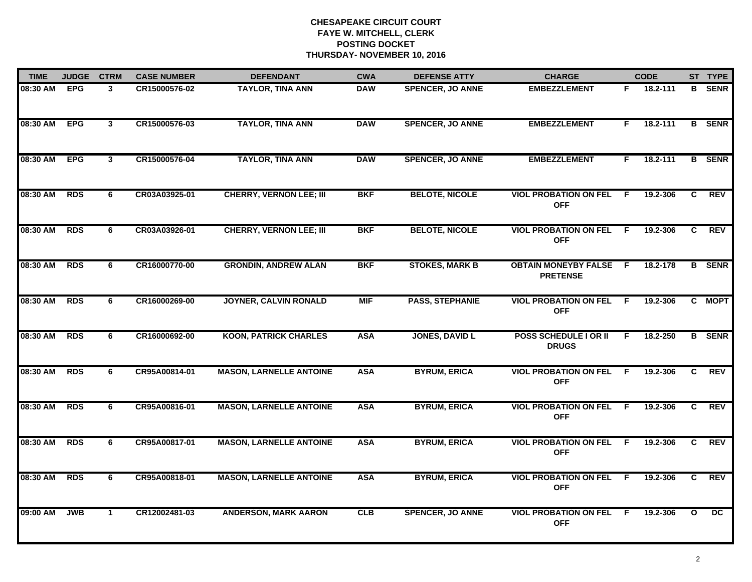# CHESAPEAKE CIRCUIT COURT
## FAYE W. MITCHELL, CLERK
## POSTING DOCKET
## THURSDAY- NOVEMBER 10, 2016

| TIME | JUDGE | CTRM | CASE NUMBER | DEFENDANT | CWA | DEFENSE ATTY | CHARGE | | CODE | ST | TYPE |
|---|---|---|---|---|---|---|---|---|---|---|---|
| 08:30 AM | EPG | 3 | CR15000576-02 | TAYLOR, TINA ANN | DAW | SPENCER, JO ANNE | EMBEZZLEMENT | F | 18.2-111 | B | SENR |
| 08:30 AM | EPG | 3 | CR15000576-03 | TAYLOR, TINA ANN | DAW | SPENCER, JO ANNE | EMBEZZLEMENT | F | 18.2-111 | B | SENR |
| 08:30 AM | EPG | 3 | CR15000576-04 | TAYLOR, TINA ANN | DAW | SPENCER, JO ANNE | EMBEZZLEMENT | F | 18.2-111 | B | SENR |
| 08:30 AM | RDS | 6 | CR03A03925-01 | CHERRY, VERNON LEE; III | BKF | BELOTE, NICOLE | VIOL PROBATION ON FEL OFF | F | 19.2-306 | C | REV |
| 08:30 AM | RDS | 6 | CR03A03926-01 | CHERRY, VERNON LEE; III | BKF | BELOTE, NICOLE | VIOL PROBATION ON FEL OFF | F | 19.2-306 | C | REV |
| 08:30 AM | RDS | 6 | CR16000770-00 | GRONDIN, ANDREW ALAN | BKF | STOKES, MARK B | OBTAIN MONEYBY FALSE PRETENSE | F | 18.2-178 | B | SENR |
| 08:30 AM | RDS | 6 | CR16000269-00 | JOYNER, CALVIN RONALD | MIF | PASS, STEPHANIE | VIOL PROBATION ON FEL OFF | F | 19.2-306 | C | MOPT |
| 08:30 AM | RDS | 6 | CR16000692-00 | KOON, PATRICK CHARLES | ASA | JONES, DAVID L | POSS SCHEDULE I OR II DRUGS | F | 18.2-250 | B | SENR |
| 08:30 AM | RDS | 6 | CR95A00814-01 | MASON, LARNELLE ANTOINE | ASA | BYRUM, ERICA | VIOL PROBATION ON FEL OFF | F | 19.2-306 | C | REV |
| 08:30 AM | RDS | 6 | CR95A00816-01 | MASON, LARNELLE ANTOINE | ASA | BYRUM, ERICA | VIOL PROBATION ON FEL OFF | F | 19.2-306 | C | REV |
| 08:30 AM | RDS | 6 | CR95A00817-01 | MASON, LARNELLE ANTOINE | ASA | BYRUM, ERICA | VIOL PROBATION ON FEL OFF | F | 19.2-306 | C | REV |
| 08:30 AM | RDS | 6 | CR95A00818-01 | MASON, LARNELLE ANTOINE | ASA | BYRUM, ERICA | VIOL PROBATION ON FEL OFF | F | 19.2-306 | C | REV |
| 09:00 AM | JWB | 1 | CR12002481-03 | ANDERSON, MARK AARON | CLB | SPENCER, JO ANNE | VIOL PROBATION ON FEL OFF | F | 19.2-306 | O | DC |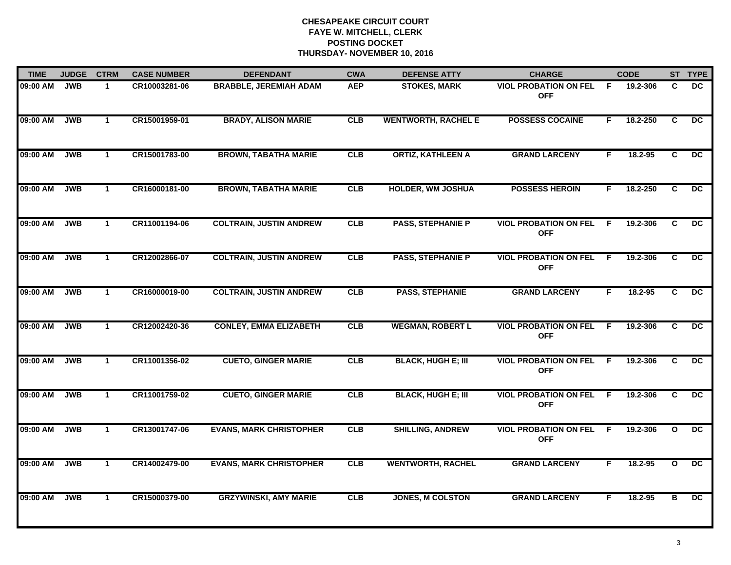**CHESAPEAKE CIRCUIT COURT**
**FAYE W. MITCHELL, CLERK**
**POSTING DOCKET**
**THURSDAY- NOVEMBER 10, 2016**

| TIME | JUDGE | CTRM | CASE NUMBER | DEFENDANT | CWA | DEFENSE ATTY | CHARGE | | CODE | ST | TYPE |
|---|---|---|---|---|---|---|---|---|---|---|---|
| 09:00 AM | JWB | 1 | CR10003281-06 | BRABBLE, JEREMIAH ADAM | AEP | STOKES, MARK | VIOL PROBATION ON FEL OFF | F | 19.2-306 | C | DC |
| 09:00 AM | JWB | 1 | CR15001959-01 | BRADY, ALISON MARIE | CLB | WENTWORTH, RACHEL E | POSSESS COCAINE | F | 18.2-250 | C | DC |
| 09:00 AM | JWB | 1 | CR15001783-00 | BROWN, TABATHA MARIE | CLB | ORTIZ, KATHLEEN A | GRAND LARCENY | F | 18.2-95 | C | DC |
| 09:00 AM | JWB | 1 | CR16000181-00 | BROWN, TABATHA MARIE | CLB | HOLDER, WM JOSHUA | POSSESS HEROIN | F | 18.2-250 | C | DC |
| 09:00 AM | JWB | 1 | CR11001194-06 | COLTRAIN, JUSTIN ANDREW | CLB | PASS, STEPHANIE P | VIOL PROBATION ON FEL OFF | F | 19.2-306 | C | DC |
| 09:00 AM | JWB | 1 | CR12002866-07 | COLTRAIN, JUSTIN ANDREW | CLB | PASS, STEPHANIE P | VIOL PROBATION ON FEL OFF | F | 19.2-306 | C | DC |
| 09:00 AM | JWB | 1 | CR16000019-00 | COLTRAIN, JUSTIN ANDREW | CLB | PASS, STEPHANIE | GRAND LARCENY | F | 18.2-95 | C | DC |
| 09:00 AM | JWB | 1 | CR12002420-36 | CONLEY, EMMA ELIZABETH | CLB | WEGMAN, ROBERT L | VIOL PROBATION ON FEL OFF | F | 19.2-306 | C | DC |
| 09:00 AM | JWB | 1 | CR11001356-02 | CUETO, GINGER MARIE | CLB | BLACK, HUGH E; III | VIOL PROBATION ON FEL OFF | F | 19.2-306 | C | DC |
| 09:00 AM | JWB | 1 | CR11001759-02 | CUETO, GINGER MARIE | CLB | BLACK, HUGH E; III | VIOL PROBATION ON FEL OFF | F | 19.2-306 | C | DC |
| 09:00 AM | JWB | 1 | CR13001747-06 | EVANS, MARK CHRISTOPHER | CLB | SHILLING, ANDREW | VIOL PROBATION ON FEL OFF | F | 19.2-306 | O | DC |
| 09:00 AM | JWB | 1 | CR14002479-00 | EVANS, MARK CHRISTOPHER | CLB | WENTWORTH, RACHEL | GRAND LARCENY | F | 18.2-95 | O | DC |
| 09:00 AM | JWB | 1 | CR15000379-00 | GRZYWINSKI, AMY MARIE | CLB | JONES, M COLSTON | GRAND LARCENY | F | 18.2-95 | B | DC |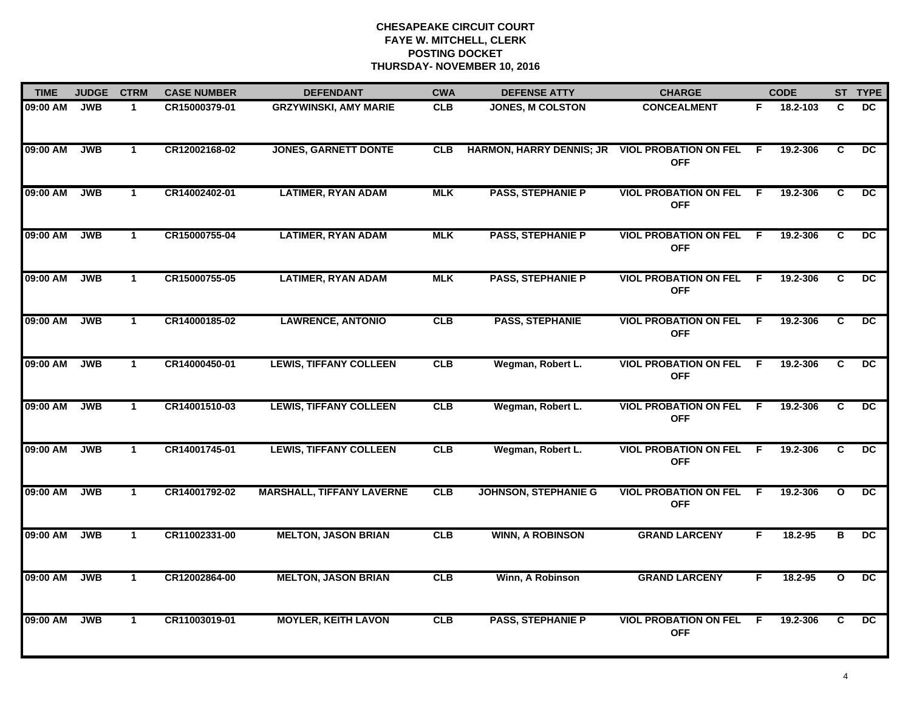**CHESAPEAKE CIRCUIT COURT**
**FAYE W. MITCHELL, CLERK**
**POSTING DOCKET**
**THURSDAY- NOVEMBER 10, 2016**

| TIME | JUDGE | CTRM | CASE NUMBER | DEFENDANT | CWA | DEFENSE ATTY | CHARGE | | CODE | ST | TYPE |
|---|---|---|---|---|---|---|---|---|---|---|---|
| 09:00 AM | JWB | 1 | CR15000379-01 | GRZYWINSKI, AMY MARIE | CLB | JONES, M COLSTON | CONCEALMENT | F | 18.2-103 | C | DC |
| 09:00 AM | JWB | 1 | CR12002168-02 | JONES, GARNETT DONTE | CLB | HARMON, HARRY DENNIS; JR | VIOL PROBATION ON FEL OFF | F | 19.2-306 | C | DC |
| 09:00 AM | JWB | 1 | CR14002402-01 | LATIMER, RYAN ADAM | MLK | PASS, STEPHANIE P | VIOL PROBATION ON FEL OFF | F | 19.2-306 | C | DC |
| 09:00 AM | JWB | 1 | CR15000755-04 | LATIMER, RYAN ADAM | MLK | PASS, STEPHANIE P | VIOL PROBATION ON FEL OFF | F | 19.2-306 | C | DC |
| 09:00 AM | JWB | 1 | CR15000755-05 | LATIMER, RYAN ADAM | MLK | PASS, STEPHANIE P | VIOL PROBATION ON FEL OFF | F | 19.2-306 | C | DC |
| 09:00 AM | JWB | 1 | CR14000185-02 | LAWRENCE, ANTONIO | CLB | PASS, STEPHANIE | VIOL PROBATION ON FEL OFF | F | 19.2-306 | C | DC |
| 09:00 AM | JWB | 1 | CR14000450-01 | LEWIS, TIFFANY COLLEEN | CLB | Wegman, Robert L. | VIOL PROBATION ON FEL OFF | F | 19.2-306 | C | DC |
| 09:00 AM | JWB | 1 | CR14001510-03 | LEWIS, TIFFANY COLLEEN | CLB | Wegman, Robert L. | VIOL PROBATION ON FEL OFF | F | 19.2-306 | C | DC |
| 09:00 AM | JWB | 1 | CR14001745-01 | LEWIS, TIFFANY COLLEEN | CLB | Wegman, Robert L. | VIOL PROBATION ON FEL OFF | F | 19.2-306 | C | DC |
| 09:00 AM | JWB | 1 | CR14001792-02 | MARSHALL, TIFFANY LAVERNE | CLB | JOHNSON, STEPHANIE G | VIOL PROBATION ON FEL OFF | F | 19.2-306 | O | DC |
| 09:00 AM | JWB | 1 | CR11002331-00 | MELTON, JASON BRIAN | CLB | WINN, A ROBINSON | GRAND LARCENY | F | 18.2-95 | B | DC |
| 09:00 AM | JWB | 1 | CR12002864-00 | MELTON, JASON BRIAN | CLB | Winn, A Robinson | GRAND LARCENY | F | 18.2-95 | O | DC |
| 09:00 AM | JWB | 1 | CR11003019-01 | MOYLER, KEITH LAVON | CLB | PASS, STEPHANIE P | VIOL PROBATION ON FEL OFF | F | 19.2-306 | C | DC |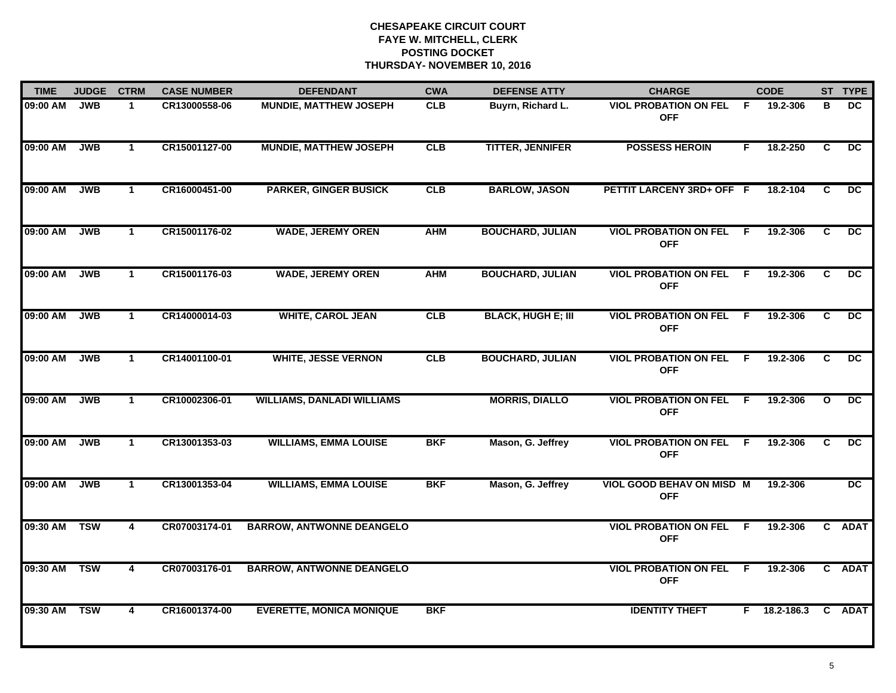# CHESAPEAKE CIRCUIT COURT
## FAYE W. MITCHELL, CLERK
## POSTING DOCKET
## THURSDAY- NOVEMBER 10, 2016

| TIME | JUDGE | CTRM | CASE NUMBER | DEFENDANT | CWA | DEFENSE ATTY | CHARGE | | CODE | ST | TYPE |
|---|---|---|---|---|---|---|---|---|---|---|---|
| 09:00 AM | JWB | 1 | CR13000558-06 | MUNDIE, MATTHEW JOSEPH | CLB | Buyrn, Richard L. | VIOL PROBATION ON FEL OFF | F | 19.2-306 | B | DC |
| 09:00 AM | JWB | 1 | CR15001127-00 | MUNDIE, MATTHEW JOSEPH | CLB | TITTER, JENNIFER | POSSESS HEROIN | F | 18.2-250 | C | DC |
| 09:00 AM | JWB | 1 | CR16000451-00 | PARKER, GINGER BUSICK | CLB | BARLOW, JASON | PETTIT LARCENY 3RD+ OFF | F | 18.2-104 | C | DC |
| 09:00 AM | JWB | 1 | CR15001176-02 | WADE, JEREMY OREN | AHM | BOUCHARD, JULIAN | VIOL PROBATION ON FEL OFF | F | 19.2-306 | C | DC |
| 09:00 AM | JWB | 1 | CR15001176-03 | WADE, JEREMY OREN | AHM | BOUCHARD, JULIAN | VIOL PROBATION ON FEL OFF | F | 19.2-306 | C | DC |
| 09:00 AM | JWB | 1 | CR14000014-03 | WHITE, CAROL JEAN | CLB | BLACK, HUGH E; III | VIOL PROBATION ON FEL OFF | F | 19.2-306 | C | DC |
| 09:00 AM | JWB | 1 | CR14001100-01 | WHITE, JESSE VERNON | CLB | BOUCHARD, JULIAN | VIOL PROBATION ON FEL OFF | F | 19.2-306 | C | DC |
| 09:00 AM | JWB | 1 | CR10002306-01 | WILLIAMS, DANLADI WILLIAMS | | MORRIS, DIALLO | VIOL PROBATION ON FEL OFF | F | 19.2-306 | O | DC |
| 09:00 AM | JWB | 1 | CR13001353-03 | WILLIAMS, EMMA LOUISE | BKF | Mason, G. Jeffrey | VIOL PROBATION ON FEL OFF | F | 19.2-306 | C | DC |
| 09:00 AM | JWB | 1 | CR13001353-04 | WILLIAMS, EMMA LOUISE | BKF | Mason, G. Jeffrey | VIOL GOOD BEHAV ON MISD OFF | M | 19.2-306 | | DC |
| 09:30 AM | TSW | 4 | CR07003174-01 | BARROW, ANTWONNE DEANGELO | | | VIOL PROBATION ON FEL OFF | F | 19.2-306 | C | ADAT |
| 09:30 AM | TSW | 4 | CR07003176-01 | BARROW, ANTWONNE DEANGELO | | | VIOL PROBATION ON FEL OFF | F | 19.2-306 | C | ADAT |
| 09:30 AM | TSW | 4 | CR16001374-00 | EVERETTE, MONICA MONIQUE | BKF | | IDENTITY THEFT | F | 18.2-186.3 | C | ADAT |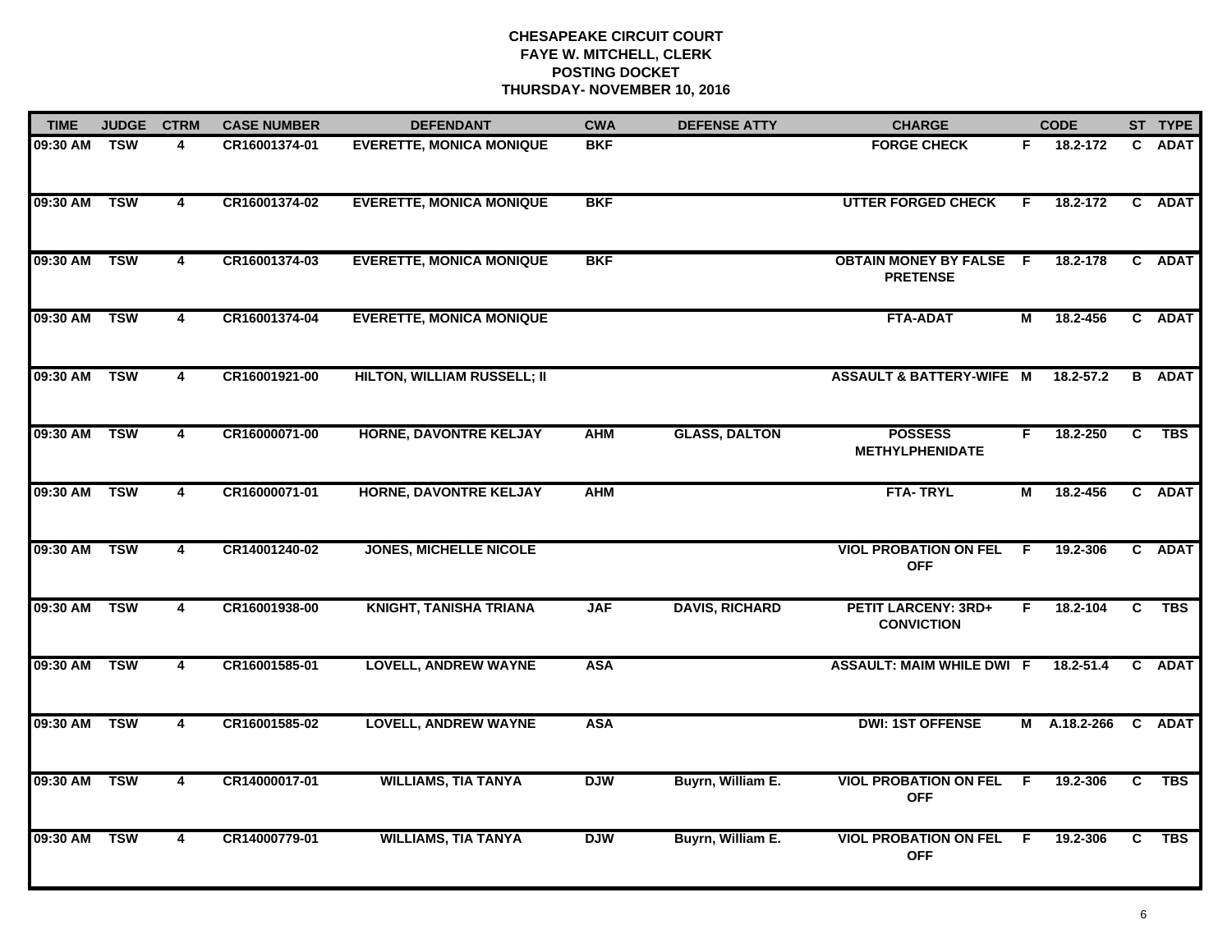# CHESAPEAKE CIRCUIT COURT
## FAYE W. MITCHELL, CLERK
## POSTING DOCKET
## THURSDAY- NOVEMBER 10, 2016

| TIME | JUDGE | CTRM | CASE NUMBER | DEFENDANT | CWA | DEFENSE ATTY | CHARGE | | CODE | ST | TYPE |
|---|---|---|---|---|---|---|---|---|---|---|---|
| 09:30 AM | TSW | 4 | CR16001374-01 | EVERETTE, MONICA MONIQUE | BKF | | FORGE CHECK | F | 18.2-172 | C | ADAT |
| 09:30 AM | TSW | 4 | CR16001374-02 | EVERETTE, MONICA MONIQUE | BKF | | UTTER FORGED CHECK | F | 18.2-172 | C | ADAT |
| 09:30 AM | TSW | 4 | CR16001374-03 | EVERETTE, MONICA MONIQUE | BKF | | OBTAIN MONEY BY FALSE PRETENSE | F | 18.2-178 | C | ADAT |
| 09:30 AM | TSW | 4 | CR16001374-04 | EVERETTE, MONICA MONIQUE | | | FTA-ADAT | M | 18.2-456 | C | ADAT |
| 09:30 AM | TSW | 4 | CR16001921-00 | HILTON, WILLIAM RUSSELL; II | | | ASSAULT & BATTERY-WIFE | M | 18.2-57.2 | B | ADAT |
| 09:30 AM | TSW | 4 | CR16000071-00 | HORNE, DAVONTRE KELJAY | AHM | GLASS, DALTON | POSSESS METHYLPHENIDATE | F | 18.2-250 | C | TBS |
| 09:30 AM | TSW | 4 | CR16000071-01 | HORNE, DAVONTRE KELJAY | AHM | | FTA- TRYL | M | 18.2-456 | C | ADAT |
| 09:30 AM | TSW | 4 | CR14001240-02 | JONES, MICHELLE NICOLE | | | VIOL PROBATION ON FEL OFF | F | 19.2-306 | C | ADAT |
| 09:30 AM | TSW | 4 | CR16001938-00 | KNIGHT, TANISHA TRIANA | JAF | DAVIS, RICHARD | PETIT LARCENY: 3RD+ CONVICTION | F | 18.2-104 | C | TBS |
| 09:30 AM | TSW | 4 | CR16001585-01 | LOVELL, ANDREW WAYNE | ASA | | ASSAULT: MAIM WHILE DWI | F | 18.2-51.4 | C | ADAT |
| 09:30 AM | TSW | 4 | CR16001585-02 | LOVELL, ANDREW WAYNE | ASA | | DWI: 1ST OFFENSE | M | A.18.2-266 | C | ADAT |
| 09:30 AM | TSW | 4 | CR14000017-01 | WILLIAMS, TIA TANYA | DJW | Buyrn, William E. | VIOL PROBATION ON FEL OFF | F | 19.2-306 | C | TBS |
| 09:30 AM | TSW | 4 | CR14000779-01 | WILLIAMS, TIA TANYA | DJW | Buyrn, William E. | VIOL PROBATION ON FEL OFF | F | 19.2-306 | C | TBS |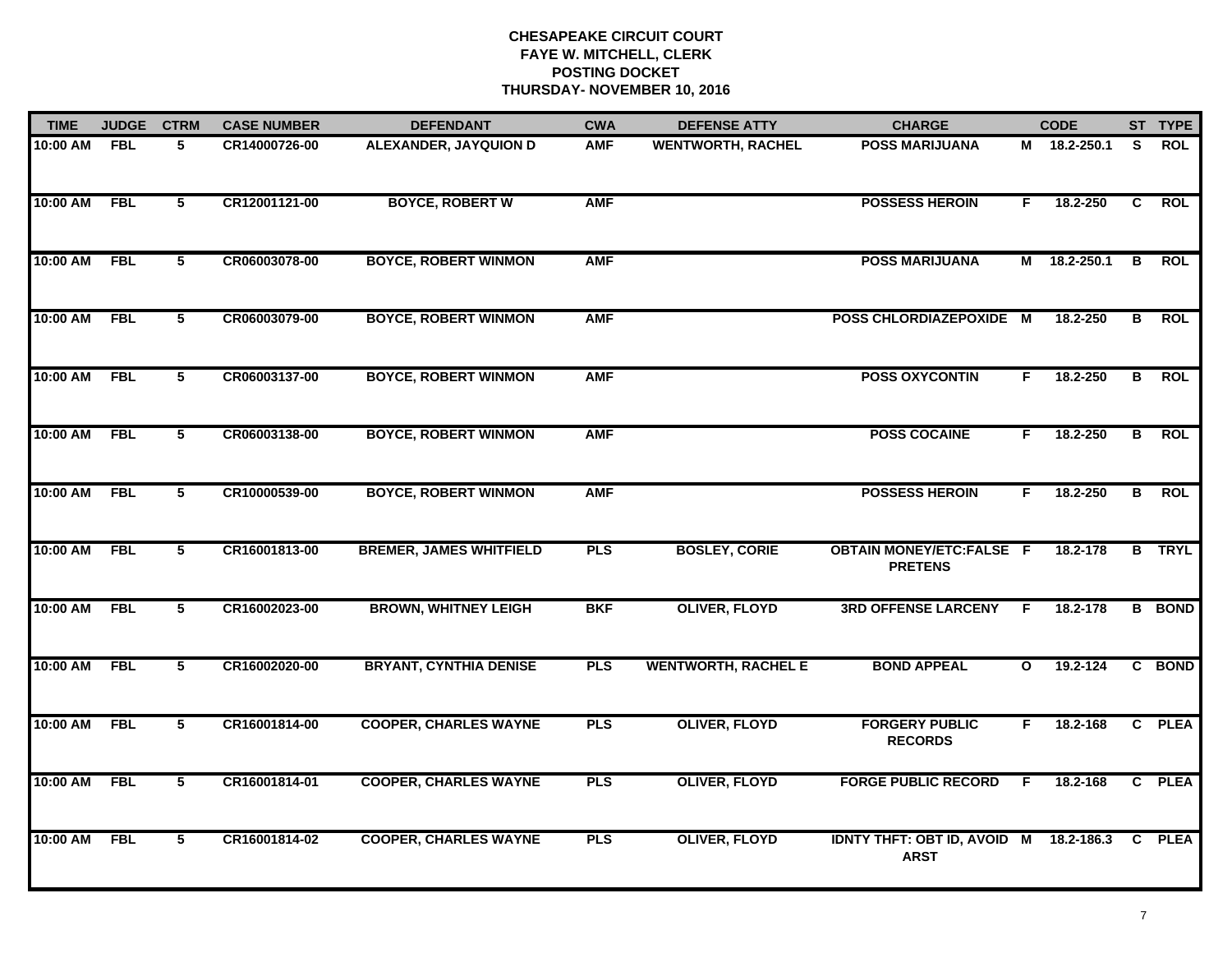# CHESAPEAKE CIRCUIT COURT
## FAYE W. MITCHELL, CLERK
## POSTING DOCKET
## THURSDAY- NOVEMBER 10, 2016

| TIME | JUDGE | CTRM | CASE NUMBER | DEFENDANT | CWA | DEFENSE ATTY | CHARGE | | CODE | ST | TYPE |
|---|---|---|---|---|---|---|---|---|---|---|---|
| 10:00 AM | FBL | 5 | CR14000726-00 | ALEXANDER, JAYQUION D | AMF | WENTWORTH, RACHEL | POSS MARIJUANA | M | 18.2-250.1 | S | ROL |
| 10:00 AM | FBL | 5 | CR12001121-00 | BOYCE, ROBERT W | AMF | | POSSESS HEROIN | F | 18.2-250 | C | ROL |
| 10:00 AM | FBL | 5 | CR06003078-00 | BOYCE, ROBERT WINMON | AMF | | POSS MARIJUANA | M | 18.2-250.1 | B | ROL |
| 10:00 AM | FBL | 5 | CR06003079-00 | BOYCE, ROBERT WINMON | AMF | | POSS CHLORDIAZEPOXIDE | M | 18.2-250 | B | ROL |
| 10:00 AM | FBL | 5 | CR06003137-00 | BOYCE, ROBERT WINMON | AMF | | POSS OXYCONTIN | F | 18.2-250 | B | ROL |
| 10:00 AM | FBL | 5 | CR06003138-00 | BOYCE, ROBERT WINMON | AMF | | POSS COCAINE | F | 18.2-250 | B | ROL |
| 10:00 AM | FBL | 5 | CR10000539-00 | BOYCE, ROBERT WINMON | AMF | | POSSESS HEROIN | F | 18.2-250 | B | ROL |
| 10:00 AM | FBL | 5 | CR16001813-00 | BREMER, JAMES WHITFIELD | PLS | BOSLEY, CORIE | OBTAIN MONEY/ETC:FALSE PRETENS | F | 18.2-178 | B | TRYL |
| 10:00 AM | FBL | 5 | CR16002023-00 | BROWN, WHITNEY LEIGH | BKF | OLIVER, FLOYD | 3RD OFFENSE LARCENY | F | 18.2-178 | B | BOND |
| 10:00 AM | FBL | 5 | CR16002020-00 | BRYANT, CYNTHIA DENISE | PLS | WENTWORTH, RACHEL E | BOND APPEAL | O | 19.2-124 | C | BOND |
| 10:00 AM | FBL | 5 | CR16001814-00 | COOPER, CHARLES WAYNE | PLS | OLIVER, FLOYD | FORGERY PUBLIC RECORDS | F | 18.2-168 | C | PLEA |
| 10:00 AM | FBL | 5 | CR16001814-01 | COOPER, CHARLES WAYNE | PLS | OLIVER, FLOYD | FORGE PUBLIC RECORD | F | 18.2-168 | C | PLEA |
| 10:00 AM | FBL | 5 | CR16001814-02 | COOPER, CHARLES WAYNE | PLS | OLIVER, FLOYD | IDNTY THFT: OBT ID, AVOID ARST | M | 18.2-186.3 | C | PLEA |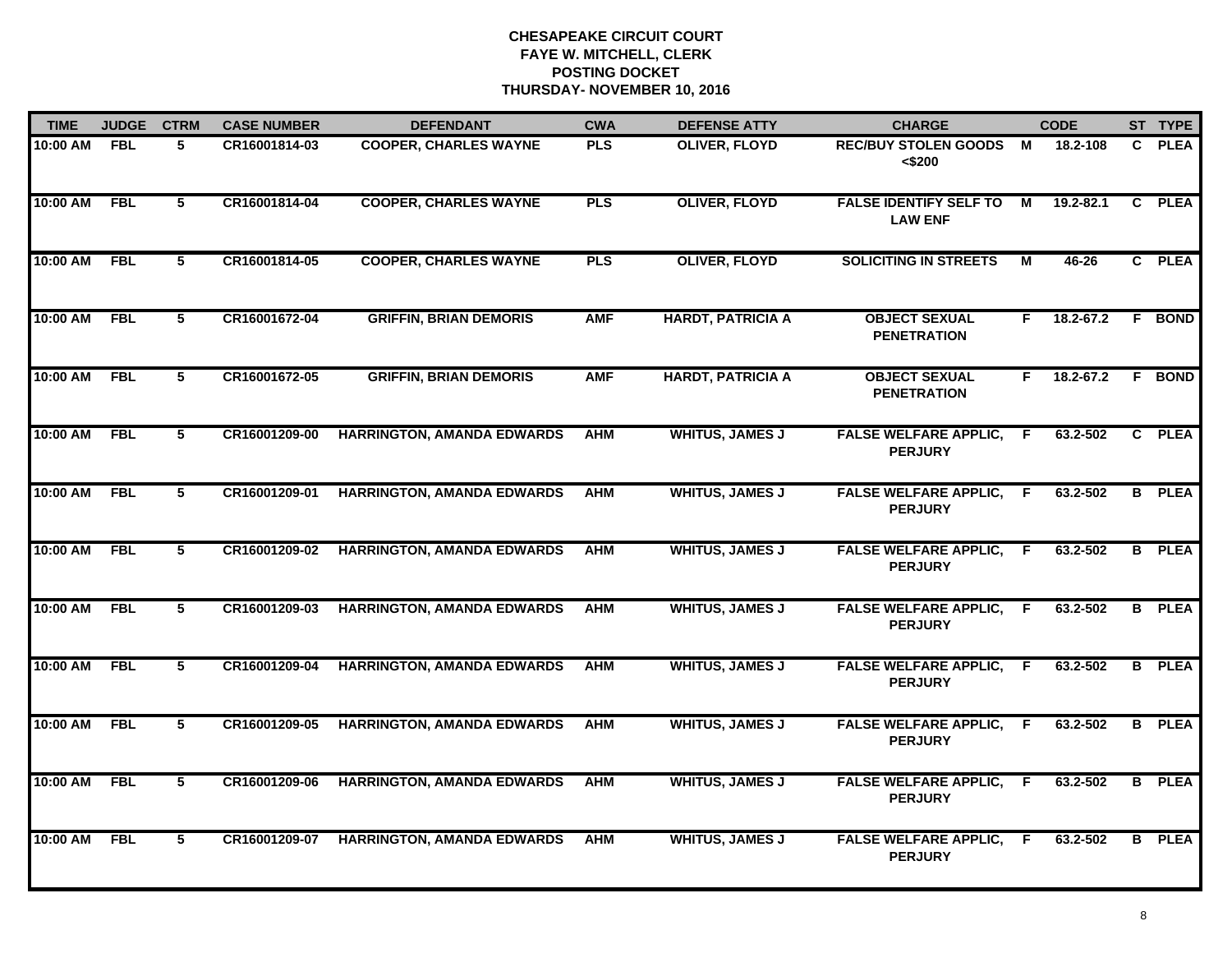**CHESAPEAKE CIRCUIT COURT**
**FAYE W. MITCHELL, CLERK**
**POSTING DOCKET**
**THURSDAY- NOVEMBER 10, 2016**

| TIME | JUDGE | CTRM | CASE NUMBER | DEFENDANT | CWA | DEFENSE ATTY | CHARGE | | CODE | ST | TYPE |
|---|---|---|---|---|---|---|---|---|---|---|---|
| 10:00 AM | FBL | 5 | CR16001814-03 | COOPER, CHARLES WAYNE | PLS | OLIVER, FLOYD | REC/BUY STOLEN GOODS <$200 | M | 18.2-108 | C | PLEA |
| 10:00 AM | FBL | 5 | CR16001814-04 | COOPER, CHARLES WAYNE | PLS | OLIVER, FLOYD | FALSE IDENTIFY SELF TO LAW ENF | M | 19.2-82.1 | C | PLEA |
| 10:00 AM | FBL | 5 | CR16001814-05 | COOPER, CHARLES WAYNE | PLS | OLIVER, FLOYD | SOLICITING IN STREETS | M | 46-26 | C | PLEA |
| 10:00 AM | FBL | 5 | CR16001672-04 | GRIFFIN, BRIAN DEMORIS | AMF | HARDT, PATRICIA A | OBJECT SEXUAL PENETRATION | F | 18.2-67.2 | F | BOND |
| 10:00 AM | FBL | 5 | CR16001672-05 | GRIFFIN, BRIAN DEMORIS | AMF | HARDT, PATRICIA A | OBJECT SEXUAL PENETRATION | F | 18.2-67.2 | F | BOND |
| 10:00 AM | FBL | 5 | CR16001209-00 | HARRINGTON, AMANDA EDWARDS | AHM | WHITUS, JAMES J | FALSE WELFARE APPLIC, PERJURY | F | 63.2-502 | C | PLEA |
| 10:00 AM | FBL | 5 | CR16001209-01 | HARRINGTON, AMANDA EDWARDS | AHM | WHITUS, JAMES J | FALSE WELFARE APPLIC, PERJURY | F | 63.2-502 | B | PLEA |
| 10:00 AM | FBL | 5 | CR16001209-02 | HARRINGTON, AMANDA EDWARDS | AHM | WHITUS, JAMES J | FALSE WELFARE APPLIC, PERJURY | F | 63.2-502 | B | PLEA |
| 10:00 AM | FBL | 5 | CR16001209-03 | HARRINGTON, AMANDA EDWARDS | AHM | WHITUS, JAMES J | FALSE WELFARE APPLIC, PERJURY | F | 63.2-502 | B | PLEA |
| 10:00 AM | FBL | 5 | CR16001209-04 | HARRINGTON, AMANDA EDWARDS | AHM | WHITUS, JAMES J | FALSE WELFARE APPLIC, PERJURY | F | 63.2-502 | B | PLEA |
| 10:00 AM | FBL | 5 | CR16001209-05 | HARRINGTON, AMANDA EDWARDS | AHM | WHITUS, JAMES J | FALSE WELFARE APPLIC, PERJURY | F | 63.2-502 | B | PLEA |
| 10:00 AM | FBL | 5 | CR16001209-06 | HARRINGTON, AMANDA EDWARDS | AHM | WHITUS, JAMES J | FALSE WELFARE APPLIC, PERJURY | F | 63.2-502 | B | PLEA |
| 10:00 AM | FBL | 5 | CR16001209-07 | HARRINGTON, AMANDA EDWARDS | AHM | WHITUS, JAMES J | FALSE WELFARE APPLIC, PERJURY | F | 63.2-502 | B | PLEA |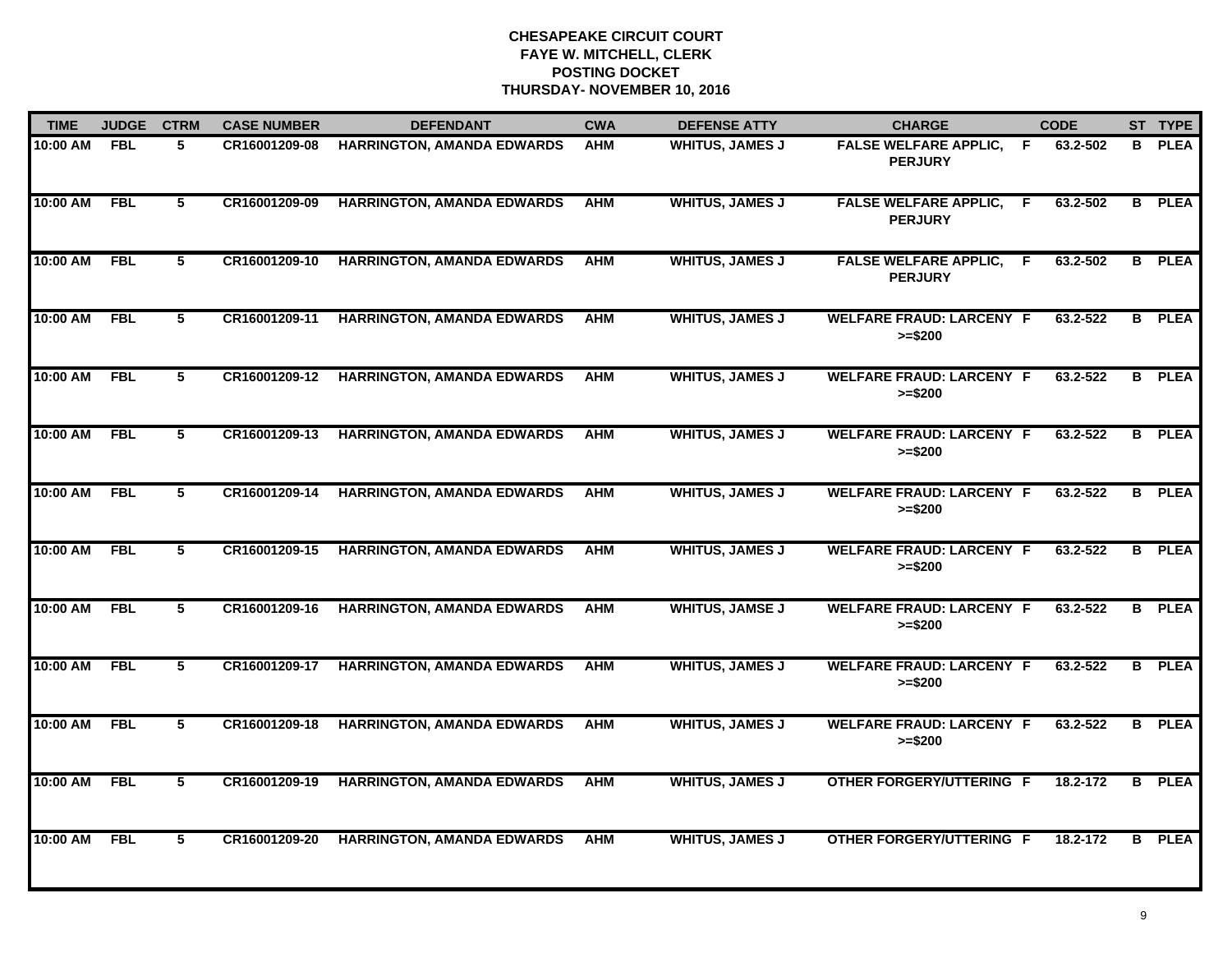**CHESAPEAKE CIRCUIT COURT**
**FAYE W. MITCHELL, CLERK**
**POSTING DOCKET**
**THURSDAY- NOVEMBER 10, 2016**

| TIME | JUDGE | CTRM | CASE NUMBER | DEFENDANT | CWA | DEFENSE ATTY | CHARGE | | CODE | ST | TYPE |
|---|---|---|---|---|---|---|---|---|---|---|---|
| 10:00 AM | FBL | 5 | CR16001209-08 | HARRINGTON, AMANDA EDWARDS | AHM | WHITUS, JAMES J | FALSE WELFARE APPLIC, PERJURY | F | 63.2-502 | B | PLEA |
| 10:00 AM | FBL | 5 | CR16001209-09 | HARRINGTON, AMANDA EDWARDS | AHM | WHITUS, JAMES J | FALSE WELFARE APPLIC, PERJURY | F | 63.2-502 | B | PLEA |
| 10:00 AM | FBL | 5 | CR16001209-10 | HARRINGTON, AMANDA EDWARDS | AHM | WHITUS, JAMES J | FALSE WELFARE APPLIC, PERJURY | F | 63.2-502 | B | PLEA |
| 10:00 AM | FBL | 5 | CR16001209-11 | HARRINGTON, AMANDA EDWARDS | AHM | WHITUS, JAMES J | WELFARE FRAUD: LARCENY >=$200 | F | 63.2-522 | B | PLEA |
| 10:00 AM | FBL | 5 | CR16001209-12 | HARRINGTON, AMANDA EDWARDS | AHM | WHITUS, JAMES J | WELFARE FRAUD: LARCENY >=$200 | F | 63.2-522 | B | PLEA |
| 10:00 AM | FBL | 5 | CR16001209-13 | HARRINGTON, AMANDA EDWARDS | AHM | WHITUS, JAMES J | WELFARE FRAUD: LARCENY >=$200 | F | 63.2-522 | B | PLEA |
| 10:00 AM | FBL | 5 | CR16001209-14 | HARRINGTON, AMANDA EDWARDS | AHM | WHITUS, JAMES J | WELFARE FRAUD: LARCENY >=$200 | F | 63.2-522 | B | PLEA |
| 10:00 AM | FBL | 5 | CR16001209-15 | HARRINGTON, AMANDA EDWARDS | AHM | WHITUS, JAMES J | WELFARE FRAUD: LARCENY >=$200 | F | 63.2-522 | B | PLEA |
| 10:00 AM | FBL | 5 | CR16001209-16 | HARRINGTON, AMANDA EDWARDS | AHM | WHITUS, JAMSE J | WELFARE FRAUD: LARCENY >=$200 | F | 63.2-522 | B | PLEA |
| 10:00 AM | FBL | 5 | CR16001209-17 | HARRINGTON, AMANDA EDWARDS | AHM | WHITUS, JAMES J | WELFARE FRAUD: LARCENY >=$200 | F | 63.2-522 | B | PLEA |
| 10:00 AM | FBL | 5 | CR16001209-18 | HARRINGTON, AMANDA EDWARDS | AHM | WHITUS, JAMES J | WELFARE FRAUD: LARCENY >=$200 | F | 63.2-522 | B | PLEA |
| 10:00 AM | FBL | 5 | CR16001209-19 | HARRINGTON, AMANDA EDWARDS | AHM | WHITUS, JAMES J | OTHER FORGERY/UTTERING | F | 18.2-172 | B | PLEA |
| 10:00 AM | FBL | 5 | CR16001209-20 | HARRINGTON, AMANDA EDWARDS | AHM | WHITUS, JAMES J | OTHER FORGERY/UTTERING | F | 18.2-172 | B | PLEA |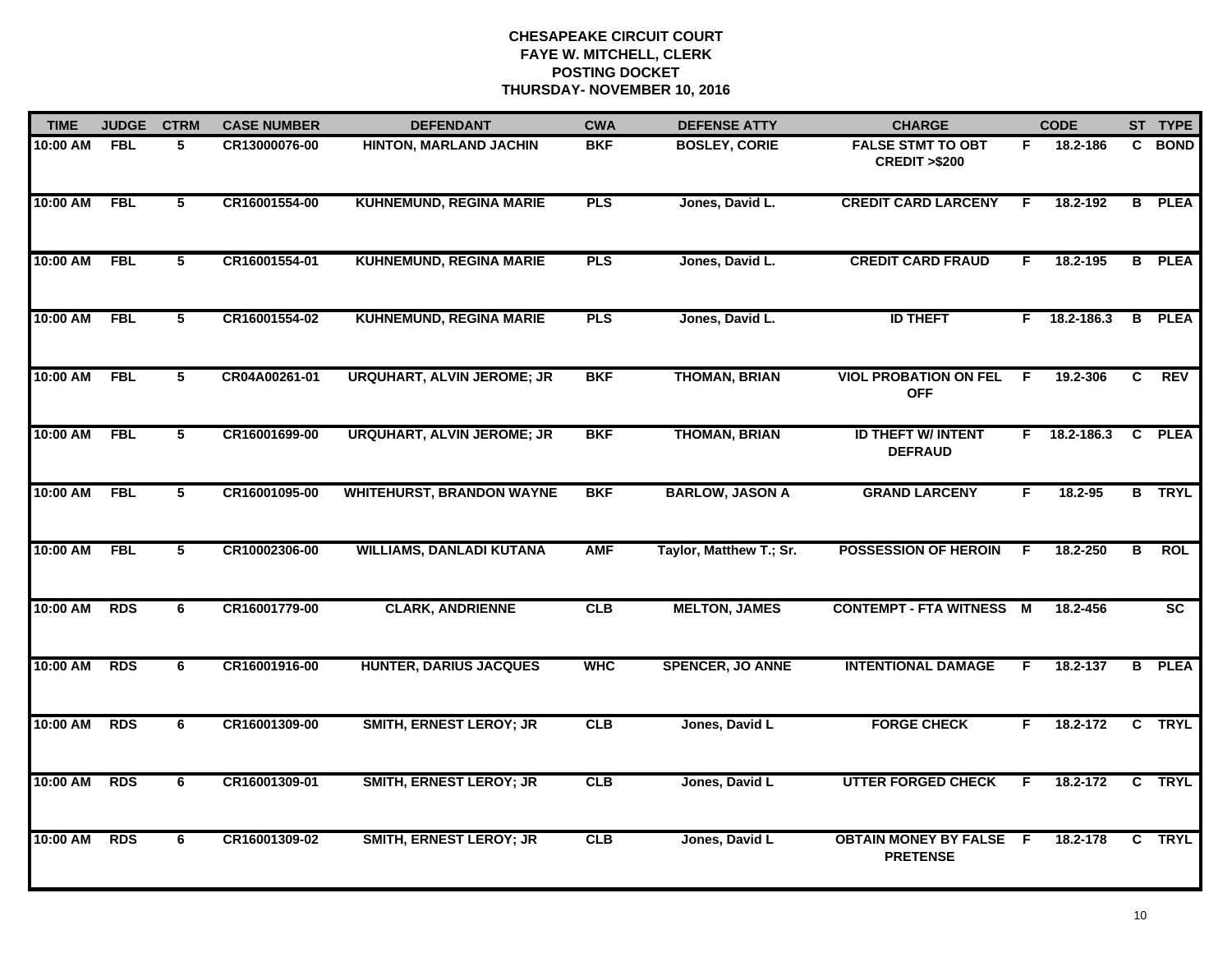# CHESAPEAKE CIRCUIT COURT
## FAYE W. MITCHELL, CLERK
## POSTING DOCKET
## THURSDAY- NOVEMBER 10, 2016

| TIME | JUDGE | CTRM | CASE NUMBER | DEFENDANT | CWA | DEFENSE ATTY | CHARGE | | CODE | ST | TYPE |
|---|---|---|---|---|---|---|---|---|---|---|---|
| 10:00 AM | FBL | 5 | CR13000076-00 | HINTON, MARLAND JACHIN | BKF | BOSLEY, CORIE | FALSE STMT TO OBT CREDIT >$200 | F | 18.2-186 | C | BOND |
| 10:00 AM | FBL | 5 | CR16001554-00 | KUHNEMUND, REGINA MARIE | PLS | Jones, David L. | CREDIT CARD LARCENY | F | 18.2-192 | B | PLEA |
| 10:00 AM | FBL | 5 | CR16001554-01 | KUHNEMUND, REGINA MARIE | PLS | Jones, David L. | CREDIT CARD FRAUD | F | 18.2-195 | B | PLEA |
| 10:00 AM | FBL | 5 | CR16001554-02 | KUHNEMUND, REGINA MARIE | PLS | Jones, David L. | ID THEFT | F | 18.2-186.3 | B | PLEA |
| 10:00 AM | FBL | 5 | CR04A00261-01 | URQUHART, ALVIN JEROME; JR | BKF | THOMAN, BRIAN | VIOL PROBATION ON FEL OFF | F | 19.2-306 | C | REV |
| 10:00 AM | FBL | 5 | CR16001699-00 | URQUHART, ALVIN JEROME; JR | BKF | THOMAN, BRIAN | ID THEFT W/ INTENT DEFRAUD | F | 18.2-186.3 | C | PLEA |
| 10:00 AM | FBL | 5 | CR16001095-00 | WHITEHURST, BRANDON WAYNE | BKF | BARLOW, JASON A | GRAND LARCENY | F | 18.2-95 | B | TRYL |
| 10:00 AM | FBL | 5 | CR10002306-00 | WILLIAMS, DANLADI KUTANA | AMF | Taylor, Matthew T.; Sr. | POSSESSION OF HEROIN | F | 18.2-250 | B | ROL |
| 10:00 AM | RDS | 6 | CR16001779-00 | CLARK, ANDRIENNE | CLB | MELTON, JAMES | CONTEMPT - FTA WITNESS | M | 18.2-456 | | SC |
| 10:00 AM | RDS | 6 | CR16001916-00 | HUNTER, DARIUS JACQUES | WHC | SPENCER, JO ANNE | INTENTIONAL DAMAGE | F | 18.2-137 | B | PLEA |
| 10:00 AM | RDS | 6 | CR16001309-00 | SMITH, ERNEST LEROY; JR | CLB | Jones, David L | FORGE CHECK | F | 18.2-172 | C | TRYL |
| 10:00 AM | RDS | 6 | CR16001309-01 | SMITH, ERNEST LEROY; JR | CLB | Jones, David L | UTTER FORGED CHECK | F | 18.2-172 | C | TRYL |
| 10:00 AM | RDS | 6 | CR16001309-02 | SMITH, ERNEST LEROY; JR | CLB | Jones, David L | OBTAIN MONEY BY FALSE PRETENSE | F | 18.2-178 | C | TRYL |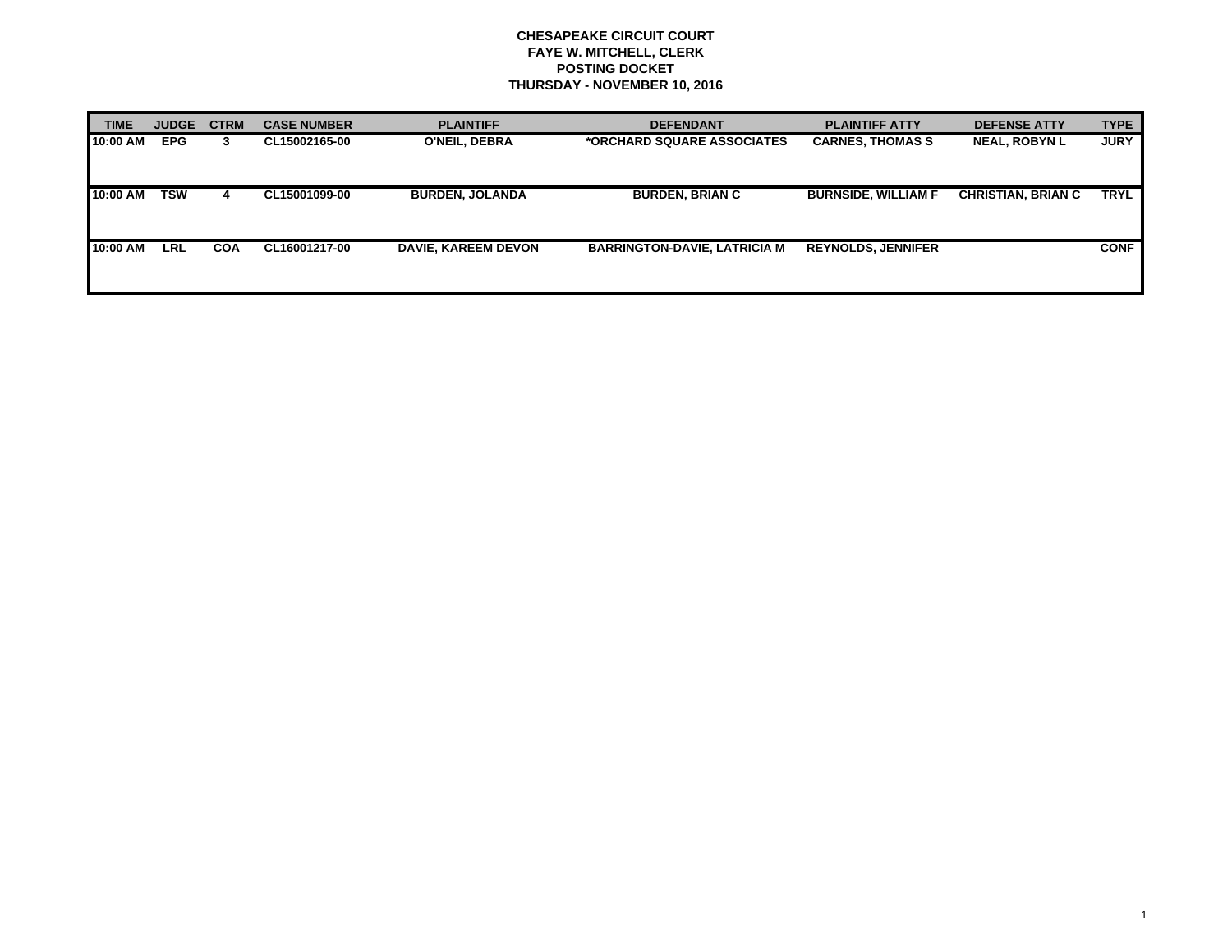**CHESAPEAKE CIRCUIT COURT**
**FAYE W. MITCHELL, CLERK**
**POSTING DOCKET**
**THURSDAY - NOVEMBER 10, 2016**

| TIME | JUDGE | CTRM | CASE NUMBER | PLAINTIFF | DEFENDANT | PLAINTIFF ATTY | DEFENSE ATTY | TYPE |
|---|---|---|---|---|---|---|---|---|
| 10:00 AM | EPG | 3 | CL15002165-00 | O'NEIL, DEBRA | *ORCHARD SQUARE ASSOCIATES | CARNES, THOMAS S | NEAL, ROBYN L | JURY |
| 10:00 AM | TSW | 4 | CL15001099-00 | BURDEN, JOLANDA | BURDEN, BRIAN C | BURNSIDE, WILLIAM F | CHRISTIAN, BRIAN C | TRYL |
| 10:00 AM | LRL | COA | CL16001217-00 | DAVIE, KAREEM DEVON | BARRINGTON-DAVIE, LATRICIA M | REYNOLDS, JENNIFER | | CONF |